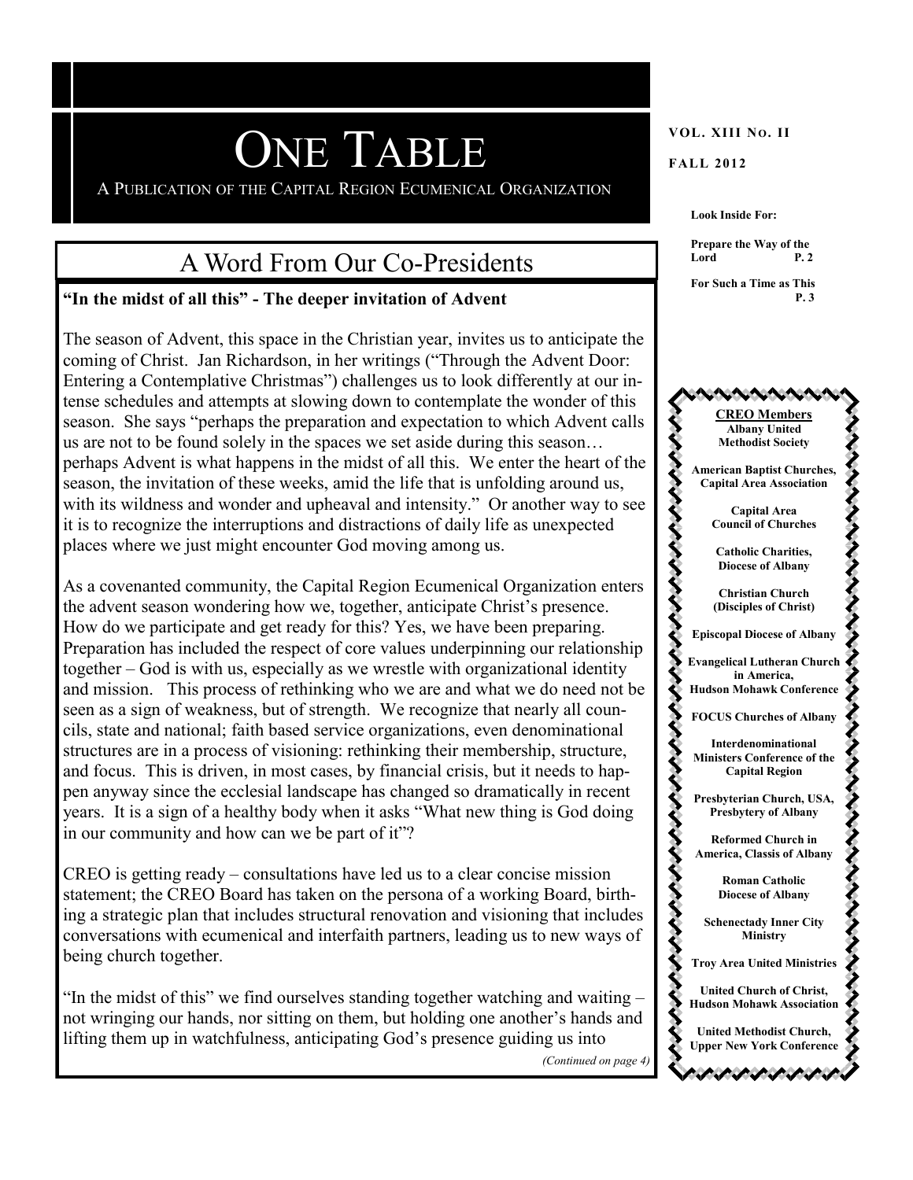# ONE TABLE

A PUBLICATION OF THE CAPITAL REGION ECUMENICAL ORGANIZATION

**VOL. XIII NO. II**

**FALL 2012**

**Look Inside For:**

**Prepare the Way of the Lord P. 2**

**For Such a Time as This P. 3**

## A Word From Our Co-Presidents

**"In the midst of all this" - The deeper invitation of Advent**

The season of Advent, this space in the Christian year, invites us to anticipate the coming of Christ. Jan Richardson, in her writings ("Through the Advent Door: Entering a Contemplative Christmas") challenges us to look differently at our intense schedules and attempts at slowing down to contemplate the wonder of this season. She says "perhaps the preparation and expectation to which Advent calls us are not to be found solely in the spaces we set aside during this season… perhaps Advent is what happens in the midst of all this. We enter the heart of the season, the invitation of these weeks, amid the life that is unfolding around us, with its wildness and wonder and upheaval and intensity." Or another way to see it is to recognize the interruptions and distractions of daily life as unexpected places where we just might encounter God moving among us.

As a covenanted community, the Capital Region Ecumenical Organization enters the advent season wondering how we, together, anticipate Christ's presence. How do we participate and get ready for this? Yes, we have been preparing. Preparation has included the respect of core values underpinning our relationship together – God is with us, especially as we wrestle with organizational identity and mission. This process of rethinking who we are and what we do need not be seen as a sign of weakness, but of strength. We recognize that nearly all councils, state and national; faith based service organizations, even denominational structures are in a process of visioning: rethinking their membership, structure, and focus. This is driven, in most cases, by financial crisis, but it needs to happen anyway since the ecclesial landscape has changed so dramatically in recent years. It is a sign of a healthy body when it asks "What new thing is God doing in our community and how can we be part of it"?

CREO is getting ready – consultations have led us to a clear concise mission statement; the CREO Board has taken on the persona of a working Board, birthing a strategic plan that includes structural renovation and visioning that includes conversations with ecumenical and interfaith partners, leading us to new ways of being church together.

"In the midst of this" we find ourselves standing together watching and waiting – not wringing our hands, nor sitting on them, but holding one another's hands and lifting them up in watchfulness, anticipating God's presence guiding us into

*(Continued on page 4)*

**CREO Members**

**Albany United Methodist Society**

**American Baptist Churches, Capital Area Association**

**Capital Area Council of Churches**

**Catholic Charities, Diocese of Albany**

**Christian Church (Disciples of Christ)**

**Episcopal Diocese of Albany**

**Evangelical Lutheran Church in America, Hudson Mohawk Conference**

**FOCUS Churches of Albany**

**Interdenominational Ministers Conference of the Capital Region**

**Presbyterian Church, USA, Presbytery of Albany**

**Reformed Church in America, Classis of Albany**

**Roman Catholic Diocese of Albany**

**Schenectady Inner City Ministry**

**Troy Area United Ministries**

**United Church of Christ, Hudson Mohawk Association**

**United Methodist Church, Upper New York Conference**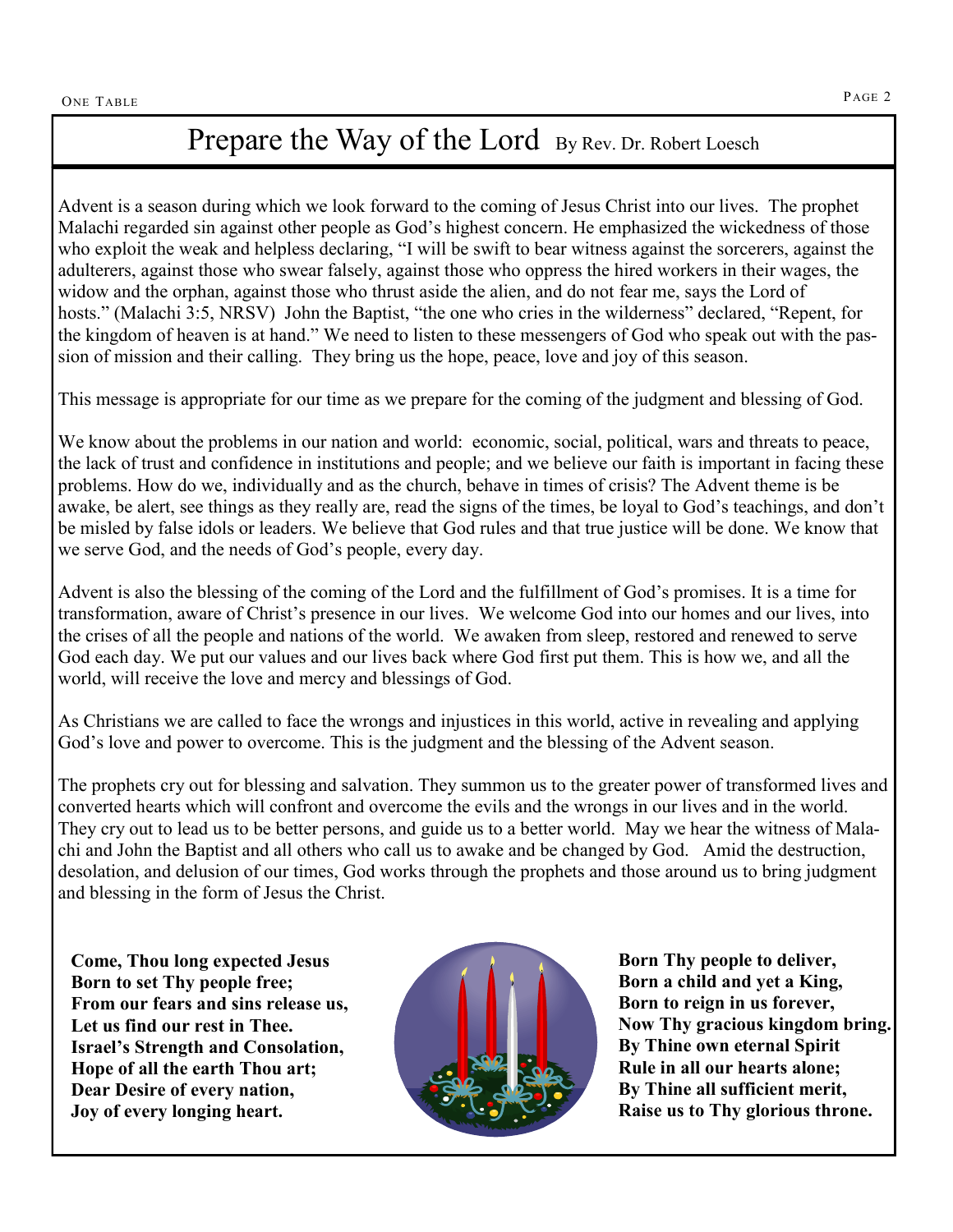# Prepare the Way of the Lord

By Rev. Dr. Robert Loesch

Advent is a season during which we look forward to the coming of Jesus Christ into our lives. The prophet Malachi regarded sin against other people as God's highest concern. He emphasized the wickedness of those who exploit the weak and helpless declaring, "I will be swift to bear witness against the sorcerers, against the adulterers, against those who swear falsely, against those who oppress the hired workers in their wages, the widow and the orphan, against those who thrust aside the alien, and do not fear me, says the Lord of hosts." (Malachi 3:5, NRSV) John the Baptist, "the one who cries in the wilderness" declared, "Repent, for the kingdom of heaven is at hand." We need to listen to these messengers of God who speak out with the passion of mission and their calling. They bring us the hope, peace, love and joy of this season.

This message is appropriate for our time as we prepare for the coming of the judgment and blessing of God.

We know about the problems in our nation and world: economic, social, political, wars and threats to peace, the lack of trust and confidence in institutions and people; and we believe our faith is important in facing these problems. How do we, individually and as the church, behave in times of crisis? The Advent theme is be awake, be alert, see things as they really are, read the signs of the times, be loyal to God's teachings, and don't be misled by false idols or leaders. We believe that God rules and that true justice will be done. We know that we serve God, and the needs of God's people, every day.

Advent is also the blessing of the coming of the Lord and the fulfillment of God's promises. It is a time for transformation, aware of Christ's presence in our lives. We welcome God into our homes and our lives, into the crises of all the people and nations of the world. We awaken from sleep, restored and renewed to serve God each day. We put our values and our lives back where God first put them. This is how we, and all the world, will receive the love and mercy and blessings of God.

As Christians we are called to face the wrongs and injustices in this world, active in revealing and applying God's love and power to overcome. This is the judgment and the blessing of the Advent season.

The prophets cry out for blessing and salvation. They summon us to the greater power of transformed lives and converted hearts which will confront and overcome the evils and the wrongs in our lives and in the world. They cry out to lead us to be better persons, and guide us to a better world. May we hear the witness of Malachi and John the Baptist and all others who call us to awake and be changed by God. Amid the destruction, desolation, and delusion of our times, God works through the prophets and those around us to bring judgment and blessing in the form of Jesus the Christ.

**Come, Thou long expected Jesus**
**Born to set Thy people free;**
**From our fears and sins release us,**
**Let us find our rest in Thee.**
**Israel's Strength and Consolation,**
**Hope of all the earth Thou art;**
**Dear Desire of every nation,**
**Joy of every longing heart.**

**Born Thy people to deliver,**
**Born a child and yet a King,**
**Born to reign in us forever,**
**Now Thy gracious kingdom bring.**
**By Thine own eternal Spirit**
**Rule in all our hearts alone;**
**By Thine all sufficient merit,**
**Raise us to Thy glorious throne.**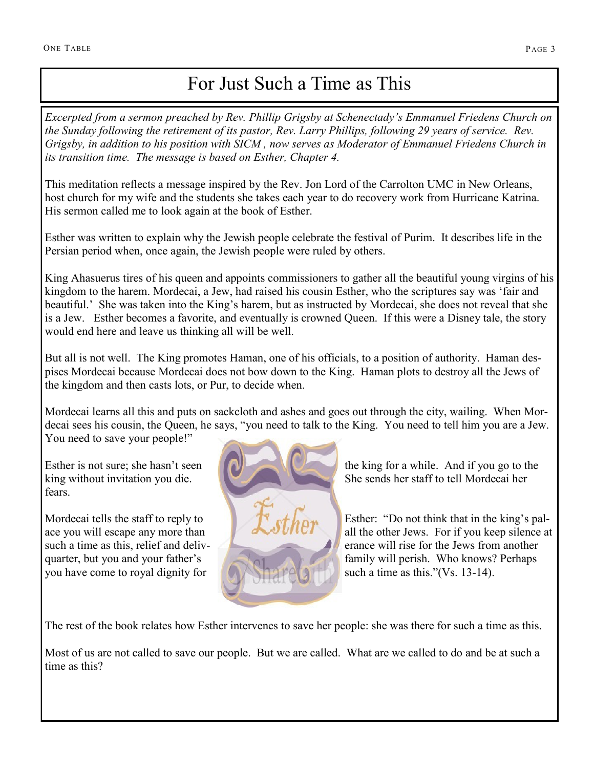# For Just Such a Time as This

*Excerpted from a sermon preached by Rev. Phillip Grigsby at Schenectady's Emmanuel Friedens Church on the Sunday following the retirement of its pastor, Rev. Larry Phillips, following 29 years of service. Rev. Grigsby, in addition to his position with SICM , now serves as Moderator of Emmanuel Friedens Church in its transition time. The message is based on Esther, Chapter 4.*

This meditation reflects a message inspired by the Rev. Jon Lord of the Carrolton UMC in New Orleans, host church for my wife and the students she takes each year to do recovery work from Hurricane Katrina. His sermon called me to look again at the book of Esther.

Esther was written to explain why the Jewish people celebrate the festival of Purim. It describes life in the Persian period when, once again, the Jewish people were ruled by others.

King Ahasuerus tires of his queen and appoints commissioners to gather all the beautiful young virgins of his kingdom to the harem. Mordecai, a Jew, had raised his cousin Esther, who the scriptures say was 'fair and beautiful.' She was taken into the King's harem, but as instructed by Mordecai, she does not reveal that she is a Jew. Esther becomes a favorite, and eventually is crowned Queen. If this were a Disney tale, the story would end here and leave us thinking all will be well.

But all is not well. The King promotes Haman, one of his officials, to a position of authority. Haman despises Mordecai because Mordecai does not bow down to the King. Haman plots to destroy all the Jews of the kingdom and then casts lots, or Pur, to decide when.

Mordecai learns all this and puts on sackcloth and ashes and goes out through the city, wailing. When Mordecai sees his cousin, the Queen, he says, "you need to talk to the King. You need to tell him you are a Jew. You need to save your people!"

Esther is not sure; she hasn't seen the king for a while. And if you go to the king without invitation you die. She sends her staff to tell Mordecai her fears.

Mordecai tells the staff to reply to Esther: "Do not think that in the king's palace you will escape any more than all the other Jews. For if you keep silence at such a time as this, relief and deliverance will rise for the Jews from another quarter, but you and your father's family will perish. Who knows? Perhaps you have come to royal dignity for such a time as this."(Vs. 13-14).

The rest of the book relates how Esther intervenes to save her people: she was there for such a time as this.

Most of us are not called to save our people. But we are called. What are we called to do and be at such a time as this?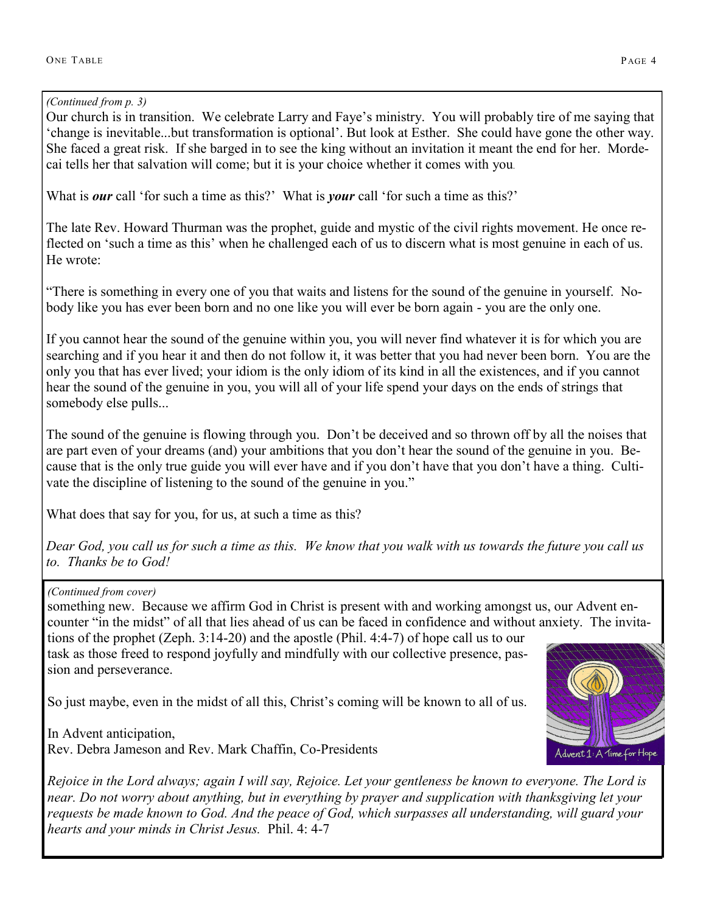*(Continued from p. 3)*

Our church is in transition. We celebrate Larry and Faye's ministry. You will probably tire of me saying that 'change is inevitable...but transformation is optional'. But look at Esther. She could have gone the other way. She faced a great risk. If she barged in to see the king without an invitation it meant the end for her. Mordecai tells her that salvation will come; but it is your choice whether it comes with you.

What is ***our*** call 'for such a time as this?' What is ***your*** call 'for such a time as this?'

The late Rev. Howard Thurman was the prophet, guide and mystic of the civil rights movement. He once reflected on 'such a time as this' when he challenged each of us to discern what is most genuine in each of us. He wrote:

"There is something in every one of you that waits and listens for the sound of the genuine in yourself. Nobody like you has ever been born and no one like you will ever be born again - you are the only one.

If you cannot hear the sound of the genuine within you, you will never find whatever it is for which you are searching and if you hear it and then do not follow it, it was better that you had never been born. You are the only you that has ever lived; your idiom is the only idiom of its kind in all the existences, and if you cannot hear the sound of the genuine in you, you will all of your life spend your days on the ends of strings that somebody else pulls...

The sound of the genuine is flowing through you. Don't be deceived and so thrown off by all the noises that are part even of your dreams (and) your ambitions that you don't hear the sound of the genuine in you. Because that is the only true guide you will ever have and if you don't have that you don't have a thing. Cultivate the discipline of listening to the sound of the genuine in you."

What does that say for you, for us, at such a time as this?

*Dear God, you call us for such a time as this. We know that you walk with us towards the future you call us to. Thanks be to God!*

---

*(Continued from cover)*

something new. Because we affirm God in Christ is present with and working amongst us, our Advent encounter "in the midst" of all that lies ahead of us can be faced in confidence and without anxiety. The invitations of the prophet (Zeph. 3:14-20) and the apostle (Phil. 4:4-7) of hope call us to our task as those freed to respond joyfully and mindfully with our collective presence, passion and perseverance.

So just maybe, even in the midst of all this, Christ's coming will be known to all of us.

In Advent anticipation,
Rev. Debra Jameson and Rev. Mark Chaffin, Co-Presidents

Advent 1: A Time for Hope

*Rejoice in the Lord always; again I will say, Rejoice. Let your gentleness be known to everyone. The Lord is near. Do not worry about anything, but in everything by prayer and supplication with thanksgiving let your requests be made known to God. And the peace of God, which surpasses all understanding, will guard your hearts and your minds in Christ Jesus.* Phil. 4: 4-7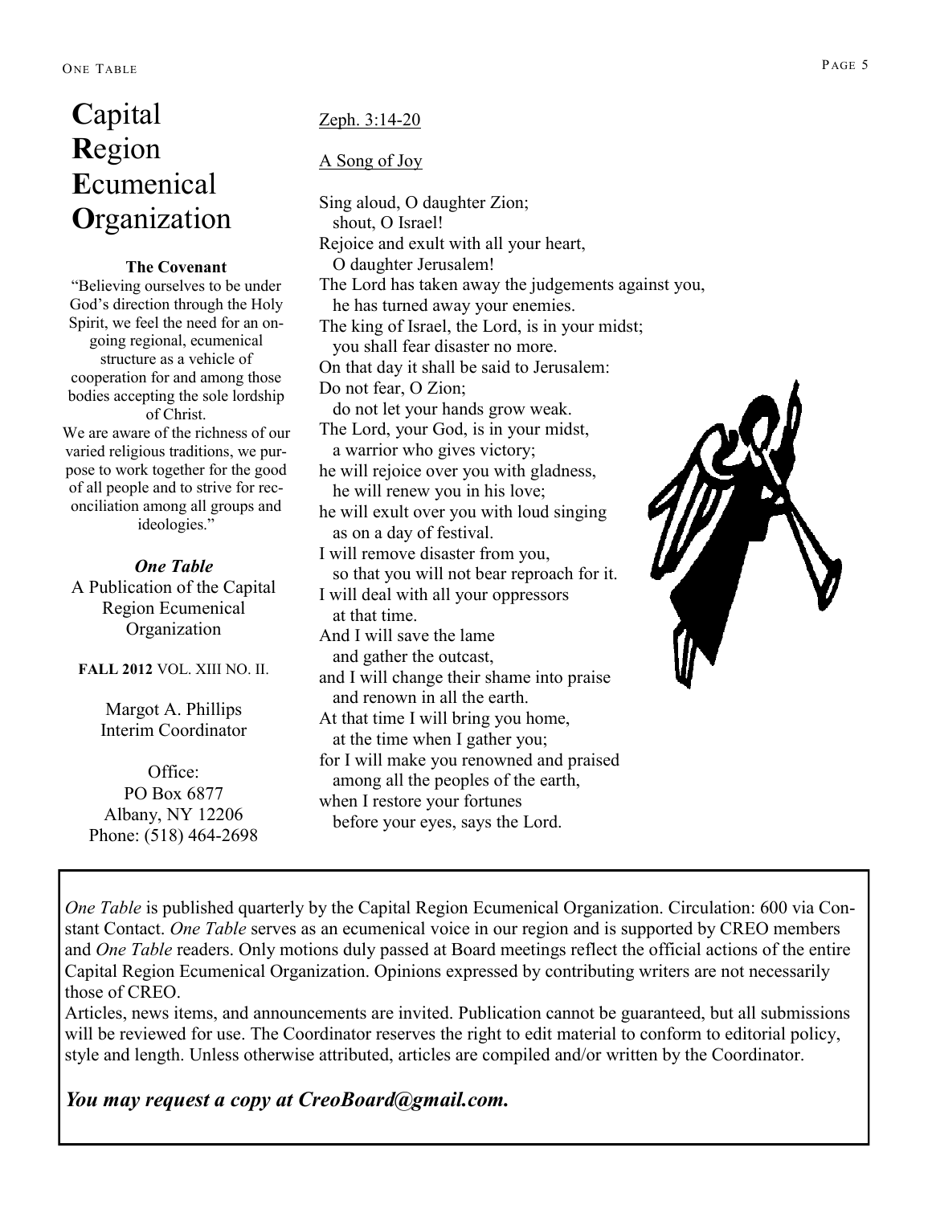# **C**apital **R**egion **E**cumenical **O**rganization

**The Covenant**

"Believing ourselves to be under God's direction through the Holy Spirit, we feel the need for an on-going regional, ecumenical structure as a vehicle of cooperation for and among those bodies accepting the sole lordship of Christ.
We are aware of the richness of our varied religious traditions, we purpose to work together for the good of all people and to strive for reconciliation among all groups and ideologies."

***One Table***
A Publication of the Capital Region Ecumenical Organization

**FALL 2012** VOL. XIII NO. II.

Margot A. Phillips
Interim Coordinator

Office:
PO Box 6877
Albany, NY 12206
Phone: (518) 464-2698

Zeph. 3:14-20

A Song of Joy

Sing aloud, O daughter Zion;
shout, O Israel!
Rejoice and exult with all your heart,
O daughter Jerusalem!
The Lord has taken away the judgements against you,
he has turned away your enemies.
The king of Israel, the Lord, is in your midst;
you shall fear disaster no more.
On that day it shall be said to Jerusalem:
Do not fear, O Zion;
do not let your hands grow weak.
The Lord, your God, is in your midst,
a warrior who gives victory;
he will rejoice over you with gladness,
he will renew you in his love;
he will exult over you with loud singing
as on a day of festival.
I will remove disaster from you,
so that you will not bear reproach for it.
I will deal with all your oppressors
at that time.
And I will save the lame
and gather the outcast,
and I will change their shame into praise
and renown in all the earth.
At that time I will bring you home,
at the time when I gather you;
for I will make you renowned and praised
among all the peoples of the earth,
when I restore your fortunes
before your eyes, says the Lord.

*One Table* is published quarterly by the Capital Region Ecumenical Organization. Circulation: 600 via Constant Contact. *One Table* serves as an ecumenical voice in our region and is supported by CREO members and *One Table* readers. Only motions duly passed at Board meetings reflect the official actions of the entire Capital Region Ecumenical Organization. Opinions expressed by contributing writers are not necessarily those of CREO.
Articles, news items, and announcements are invited. Publication cannot be guaranteed, but all submissions will be reviewed for use. The Coordinator reserves the right to edit material to conform to editorial policy, style and length. Unless otherwise attributed, articles are compiled and/or written by the Coordinator.

***You may request a copy at CreoBoard@gmail.com.***